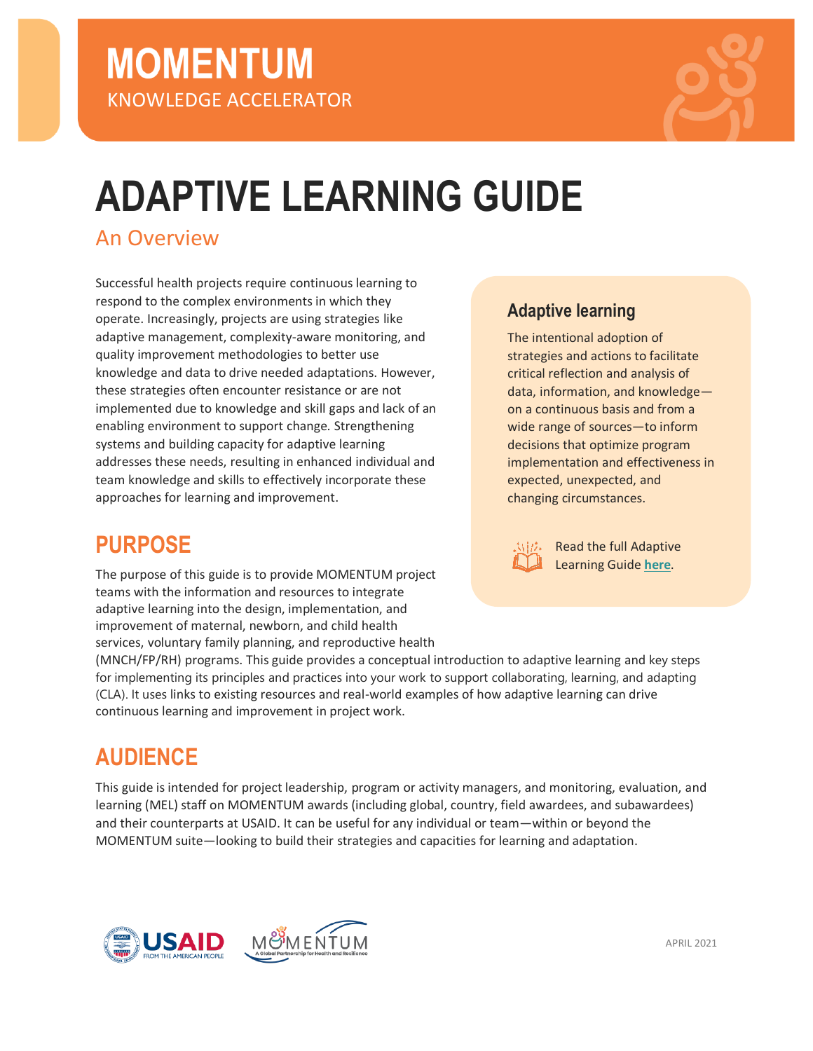MOMENTUM

KNOWLEDGE ACCELERATOR

# ADAPTIVE LEARNING GUIDE

## An Overview

Successful health projects require continuous learning to respond to the complex environments in which they operate. Increasingly, projects are using strategies like adaptive management, complexity-aware monitoring, and quality improvement methodologies to better use knowledge and data to drive needed adaptations. However, these strategies often encounter resistance or are not implemented due to knowledge and skill gaps and lack of an enabling environment to support change. Strengthening systems and building capacity for adaptive learning addresses these needs, resulting in enhanced individual and team knowledge and skills to effectively incorporate these approaches for learning and improvement.

### Adaptive learning

The intentional adoption of strategies and actions to facilitate critical reflection and analysis of data, information, and knowledge—on a continuous basis and from a wide range of sources—to inform decisions that optimize program implementation and effectiveness in expected, unexpected, and changing circumstances.

Read the full Adaptive Learning Guide **here**.

## PURPOSE

The purpose of this guide is to provide MOMENTUM project teams with the information and resources to integrate adaptive learning into the design, implementation, and improvement of maternal, newborn, and child health services, voluntary family planning, and reproductive health (MNCH/FP/RH) programs. This guide provides a conceptual introduction to adaptive learning and key steps for implementing its principles and practices into your work to support collaborating, learning, and adapting (CLA). It uses links to existing resources and real-world examples of how adaptive learning can drive continuous learning and improvement in project work.

## AUDIENCE

This guide is intended for project leadership, program or activity managers, and monitoring, evaluation, and learning (MEL) staff on MOMENTUM awards (including global, country, field awardees, and subawardees) and their counterparts at USAID. It can be useful for any individual or team—within or beyond the MOMENTUM suite—looking to build their strategies and capacities for learning and adaptation.

APRIL 2021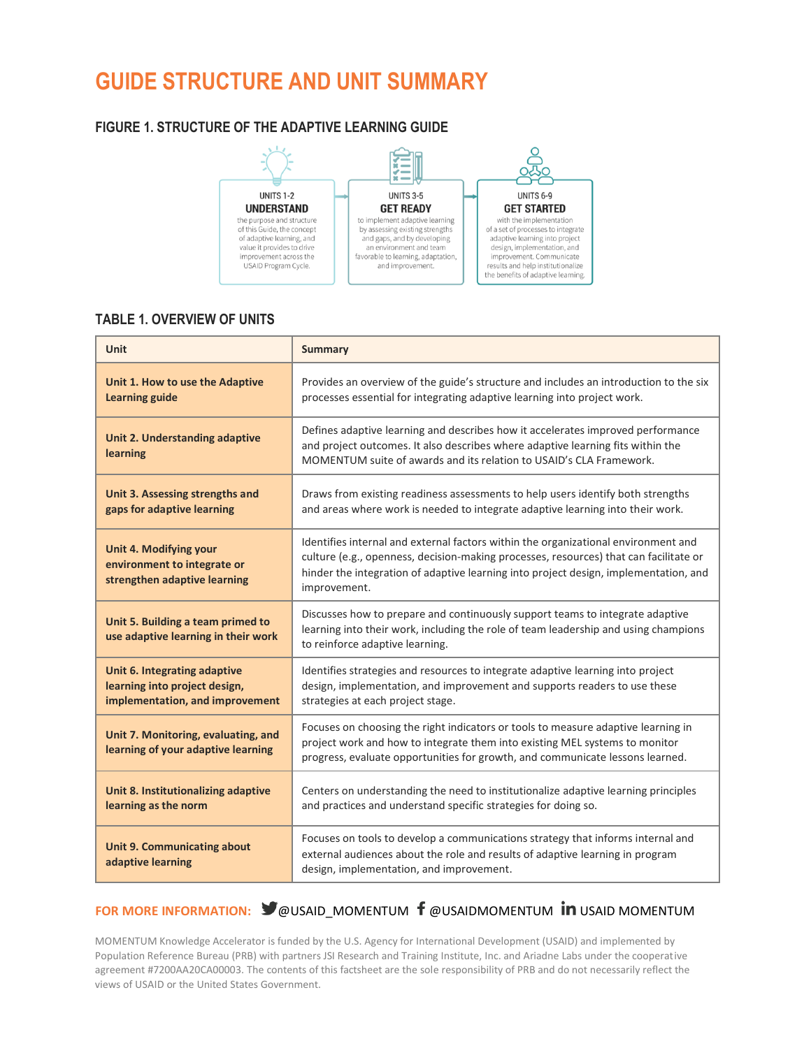# GUIDE STRUCTURE AND UNIT SUMMARY

## FIGURE 1. STRUCTURE OF THE ADAPTIVE LEARNING GUIDE

UNITS 1-2
**UNDERSTAND**
the purpose and structure of this Guide, the concept of adaptive learning, and value it provides to drive improvement across the USAID Program Cycle.

UNITS 3-5
**GET READY**
to implement adaptive learning by assessing existing strengths and gaps, and by developing an environment and team favorable to learning, adaptation, and improvement.

UNITS 6-9
**GET STARTED**
with the implementation of a set of processes to integrate adaptive learning into project design, implementation, and improvement. Communicate results and help institutionalize the benefits of adaptive learning.

## TABLE 1. OVERVIEW OF UNITS

| Unit | Summary |
|---|---|
| **Unit 1. How to use the Adaptive Learning guide** | Provides an overview of the guide's structure and includes an introduction to the six processes essential for integrating adaptive learning into project work. |
| **Unit 2. Understanding adaptive learning** | Defines adaptive learning and describes how it accelerates improved performance and project outcomes. It also describes where adaptive learning fits within the MOMENTUM suite of awards and its relation to USAID's CLA Framework. |
| **Unit 3. Assessing strengths and gaps for adaptive learning** | Draws from existing readiness assessments to help users identify both strengths and areas where work is needed to integrate adaptive learning into their work. |
| **Unit 4. Modifying your environment to integrate or strengthen adaptive learning** | Identifies internal and external factors within the organizational environment and culture (e.g., openness, decision-making processes, resources) that can facilitate or hinder the integration of adaptive learning into project design, implementation, and improvement. |
| **Unit 5. Building a team primed to use adaptive learning in their work** | Discusses how to prepare and continuously support teams to integrate adaptive learning into their work, including the role of team leadership and using champions to reinforce adaptive learning. |
| **Unit 6. Integrating adaptive learning into project design, implementation, and improvement** | Identifies strategies and resources to integrate adaptive learning into project design, implementation, and improvement and supports readers to use these strategies at each project stage. |
| **Unit 7. Monitoring, evaluating, and learning of your adaptive learning** | Focuses on choosing the right indicators or tools to measure adaptive learning in project work and how to integrate them into existing MEL systems to monitor progress, evaluate opportunities for growth, and communicate lessons learned. |
| **Unit 8. Institutionalizing adaptive learning as the norm** | Centers on understanding the need to institutionalize adaptive learning principles and practices and understand specific strategies for doing so. |
| **Unit 9. Communicating about adaptive learning** | Focuses on tools to develop a communications strategy that informs internal and external audiences about the role and results of adaptive learning in program design, implementation, and improvement. |

**FOR MORE INFORMATION:** @USAID_MOMENTUM @USAIDMOMENTUM USAID MOMENTUM

MOMENTUM Knowledge Accelerator is funded by the U.S. Agency for International Development (USAID) and implemented by Population Reference Bureau (PRB) with partners JSI Research and Training Institute, Inc. and Ariadne Labs under the cooperative agreement #7200AA20CA00003. The contents of this factsheet are the sole responsibility of PRB and do not necessarily reflect the views of USAID or the United States Government.